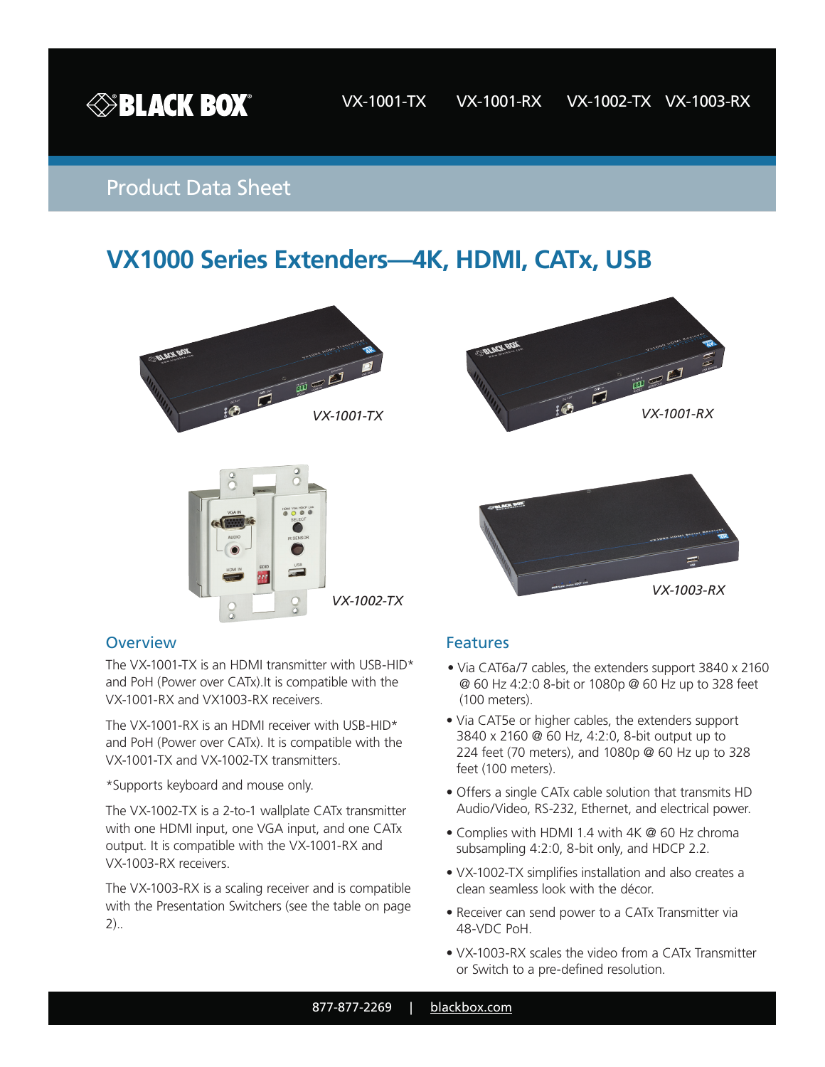VX-1001-TX VX-1001-RX VX-1002-TX VX-1003-RX

Product Data Sheet

# VX1000 Series Extenders—4K, HDMI, CATx, USB

*VX-1001-TX*

*VX-1001-RX*

*VX-1002-TX*

*VX-1003-RX*

## Overview

The VX-1001-TX is an HDMI transmitter with USB-HID* and PoH (Power over CATx).It is compatible with the VX-1001-RX and VX1003-RX receivers.

The VX-1001-RX is an HDMI receiver with USB-HID* and PoH (Power over CATx). It is compatible with the VX-1001-TX and VX-1002-TX transmitters.

*Supports keyboard and mouse only.

The VX-1002-TX is a 2-to-1 wallplate CATx transmitter with one HDMI input, one VGA input, and one CATx output. It is compatible with the VX-1001-RX and VX-1003-RX receivers.

The VX-1003-RX is a scaling receiver and is compatible with the Presentation Switchers (see the table on page 2)..

## Features

- Via CAT6a/7 cables, the extenders support 3840 x 2160 @ 60 Hz 4:2:0 8-bit or 1080p @ 60 Hz up to 328 feet (100 meters).
- Via CAT5e or higher cables, the extenders support 3840 x 2160 @ 60 Hz, 4:2:0, 8-bit output up to 224 feet (70 meters), and 1080p @ 60 Hz up to 328 feet (100 meters).
- Offers a single CATx cable solution that transmits HD Audio/Video, RS-232, Ethernet, and electrical power.
- Complies with HDMI 1.4 with 4K @ 60 Hz chroma subsampling 4:2:0, 8-bit only, and HDCP 2.2.
- VX-1002-TX simplifies installation and also creates a clean seamless look with the décor.
- Receiver can send power to a CATx Transmitter via 48-VDC PoH.
- VX-1003-RX scales the video from a CATx Transmitter or Switch to a pre-defined resolution.

877-877-2269 | blackbox.com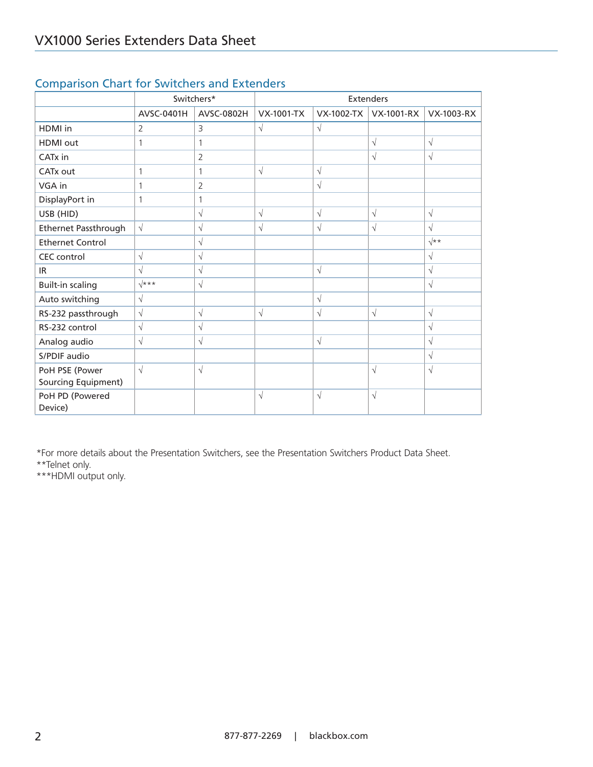## Comparison Chart for Switchers and Extenders

| | Switchers* | | Extenders | | | |
|---|---|---|---|---|---|---|
| | AVSC-0401H | AVSC-0802H | VX-1001-TX | VX-1002-TX | VX-1001-RX | VX-1003-RX |
| HDMI in | 2 | 3 | √ | √ | | |
| HDMI out | 1 | 1 | | | √ | √ |
| CATx in | | 2 | | | √ | √ |
| CATx out | 1 | 1 | √ | √ | | |
| VGA in | 1 | 2 | | √ | | |
| DisplayPort in | 1 | 1 | | | | |
| USB (HID) | | √ | √ | √ | √ | √ |
| Ethernet Passthrough | √ | √ | √ | √ | √ | √ |
| Ethernet Control | | √ | | | | √** |
| CEC control | √ | √ | | | | √ |
| IR | √ | √ | | √ | | √ |
| Built-in scaling | √*** | √ | | | | √ |
| Auto switching | √ | | | √ | | |
| RS-232 passthrough | √ | √ | √ | √ | √ | √ |
| RS-232 control | √ | √ | | | | √ |
| Analog audio | √ | √ | | √ | | √ |
| S/PDIF audio | | | | | | √ |
| PoH PSE (Power Sourcing Equipment) | √ | √ | | | √ | √ |
| PoH PD (Powered Device) | | | √ | √ | √ | |

*For more details about the Presentation Switchers, see the Presentation Switchers Product Data Sheet.
**Telnet only.
***HDMI output only.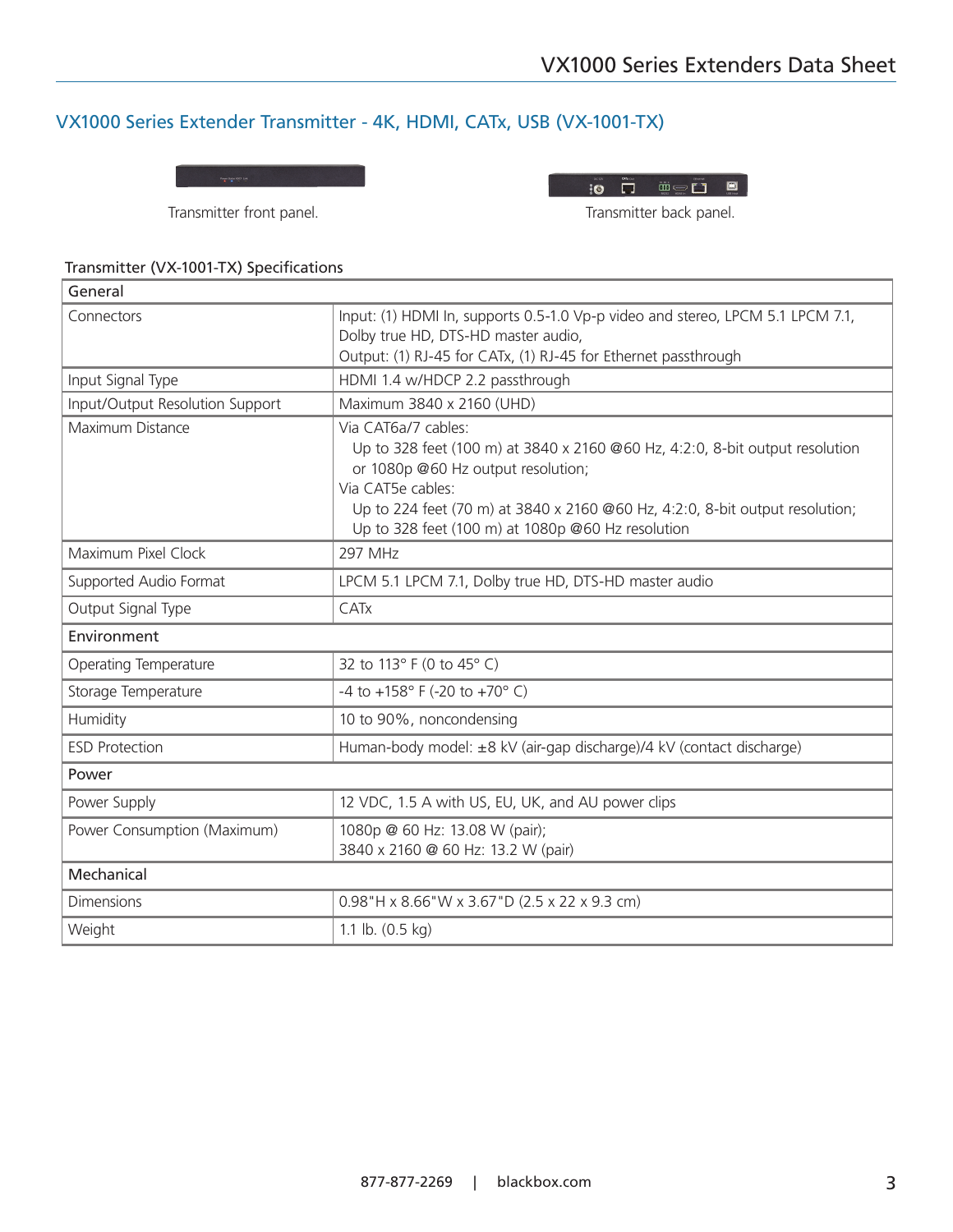## VX1000 Series Extender Transmitter - 4K, HDMI, CATx, USB (VX-1001-TX)

Transmitter front panel.

Transmitter back panel.

### Transmitter (VX-1001-TX) Specifications

| General | |
|---|---|
| Connectors | Input: (1) HDMI In, supports 0.5-1.0 Vp-p video and stereo, LPCM 5.1 LPCM 7.1, Dolby true HD, DTS-HD master audio,<br>Output: (1) RJ-45 for CATx, (1) RJ-45 for Ethernet passthrough |
| Input Signal Type | HDMI 1.4 w/HDCP 2.2 passthrough |
| Input/Output Resolution Support | Maximum 3840 x 2160 (UHD) |
| Maximum Distance | Via CAT6a/7 cables:<br>Up to 328 feet (100 m) at 3840 x 2160 @60 Hz, 4:2:0, 8-bit output resolution or 1080p @60 Hz output resolution;<br>Via CAT5e cables:<br>Up to 224 feet (70 m) at 3840 x 2160 @60 Hz, 4:2:0, 8-bit output resolution;<br>Up to 328 feet (100 m) at 1080p @60 Hz resolution |
| Maximum Pixel Clock | 297 MHz |
| Supported Audio Format | LPCM 5.1 LPCM 7.1, Dolby true HD, DTS-HD master audio |
| Output Signal Type | CATx |
| **Environment** | |
| Operating Temperature | 32 to 113° F (0 to 45° C) |
| Storage Temperature | -4 to +158° F (-20 to +70° C) |
| Humidity | 10 to 90%, noncondensing |
| ESD Protection | Human-body model: ±8 kV (air-gap discharge)/4 kV (contact discharge) |
| **Power** | |
| Power Supply | 12 VDC, 1.5 A with US, EU, UK, and AU power clips |
| Power Consumption (Maximum) | 1080p @ 60 Hz: 13.08 W (pair);<br>3840 x 2160 @ 60 Hz: 13.2 W (pair) |
| **Mechanical** | |
| Dimensions | 0.98"H x 8.66"W x 3.67"D (2.5 x 22 x 9.3 cm) |
| Weight | 1.1 lb. (0.5 kg) |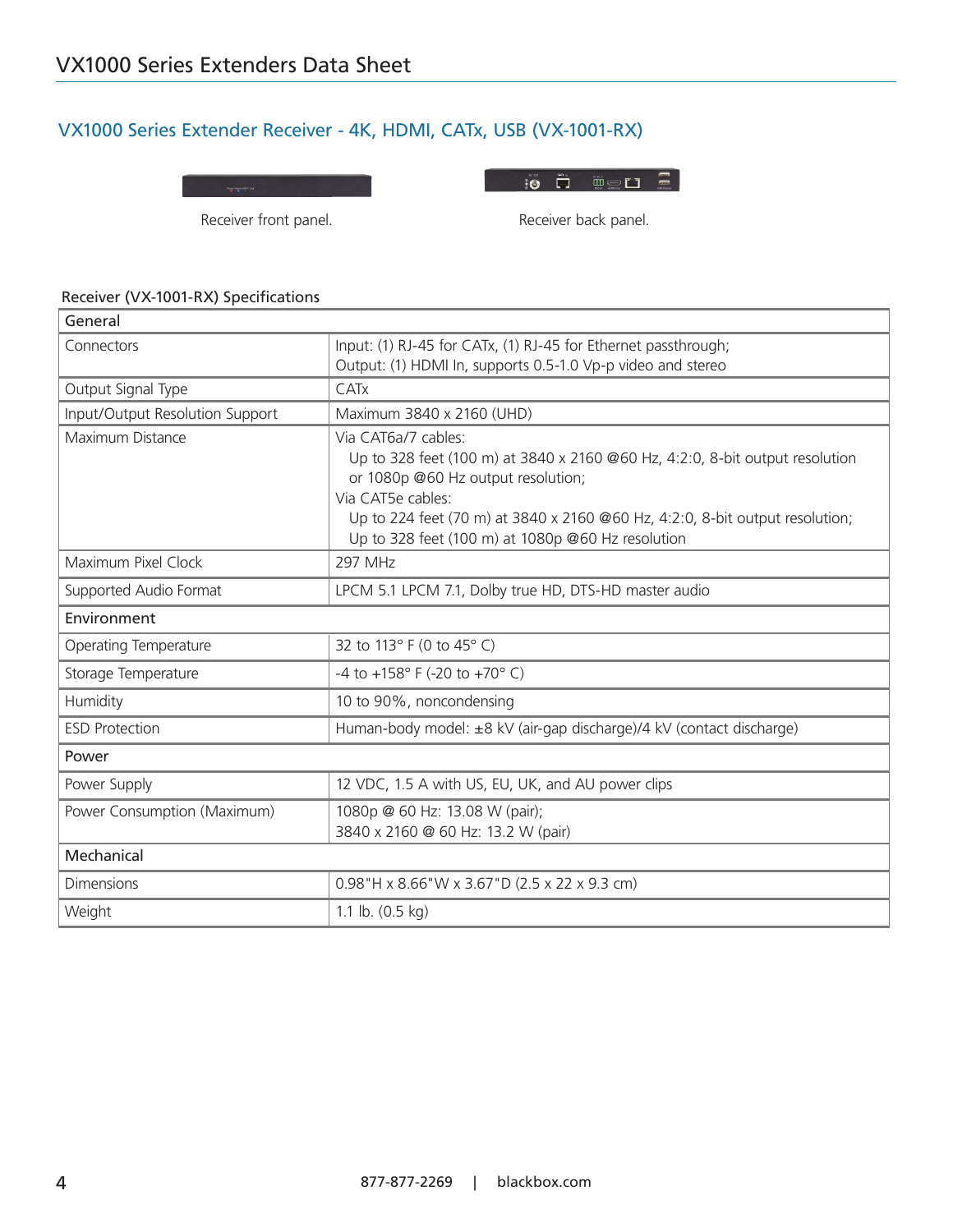## VX1000 Series Extender Receiver - 4K, HDMI, CATx, USB (VX-1001-RX)

Receiver front panel.

Receiver back panel.

### Receiver (VX-1001-RX) Specifications

| General | |
|---|---|
| Connectors | Input: (1) RJ-45 for CATx, (1) RJ-45 for Ethernet passthrough;<br>Output: (1) HDMI In, supports 0.5-1.0 Vp-p video and stereo |
| Output Signal Type | CATx |
| Input/Output Resolution Support | Maximum 3840 x 2160 (UHD) |
| Maximum Distance | Via CAT6a/7 cables:<br>Up to 328 feet (100 m) at 3840 x 2160 @60 Hz, 4:2:0, 8-bit output resolution or 1080p @60 Hz output resolution;<br>Via CAT5e cables:<br>Up to 224 feet (70 m) at 3840 x 2160 @60 Hz, 4:2:0, 8-bit output resolution;<br>Up to 328 feet (100 m) at 1080p @60 Hz resolution |
| Maximum Pixel Clock | 297 MHz |
| Supported Audio Format | LPCM 5.1 LPCM 7.1, Dolby true HD, DTS-HD master audio |
| **Environment** | |
| Operating Temperature | 32 to 113° F (0 to 45° C) |
| Storage Temperature | -4 to +158° F (-20 to +70° C) |
| Humidity | 10 to 90%, noncondensing |
| ESD Protection | Human-body model: ±8 kV (air-gap discharge)/4 kV (contact discharge) |
| **Power** | |
| Power Supply | 12 VDC, 1.5 A with US, EU, UK, and AU power clips |
| Power Consumption (Maximum) | 1080p @ 60 Hz: 13.08 W (pair);<br>3840 x 2160 @ 60 Hz: 13.2 W (pair) |
| **Mechanical** | |
| Dimensions | 0.98"H x 8.66"W x 3.67"D (2.5 x 22 x 9.3 cm) |
| Weight | 1.1 lb. (0.5 kg) |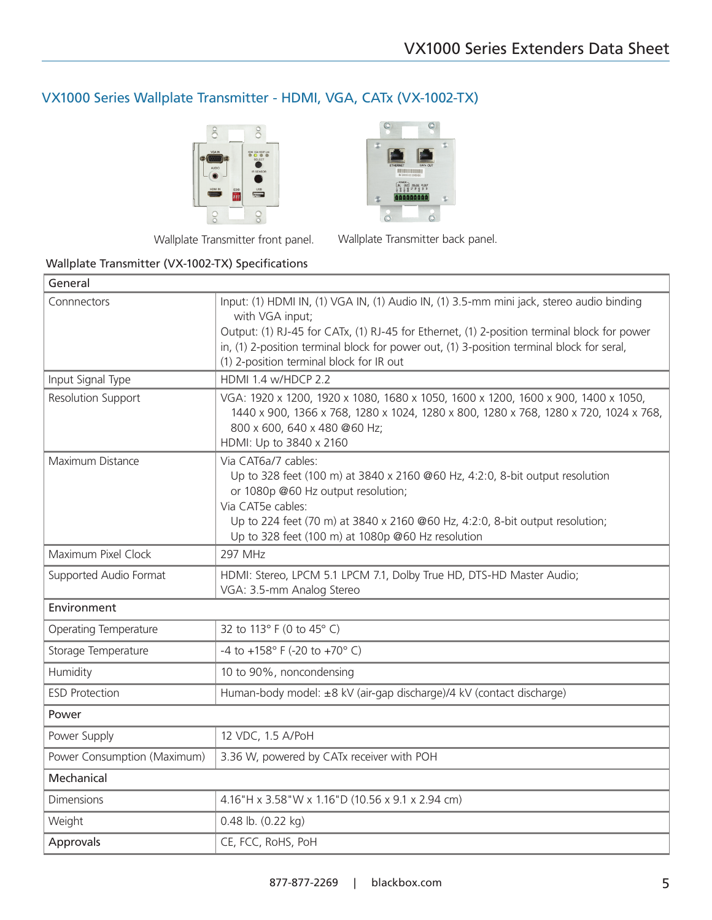## VX1000 Series Wallplate Transmitter - HDMI, VGA, CATx (VX-1002-TX)

Wallplate Transmitter front panel.

Wallplate Transmitter back panel.

### Wallplate Transmitter (VX-1002-TX) Specifications

| General | |
|---|---|
| Connnectors | Input: (1) HDMI IN, (1) VGA IN, (1) Audio IN, (1) 3.5-mm mini jack, stereo audio binding with VGA input;<br>Output: (1) RJ-45 for CATx, (1) RJ-45 for Ethernet, (1) 2-position terminal block for power in, (1) 2-position terminal block for power out, (1) 3-position terminal block for seral, (1) 2-position terminal block for IR out |
| Input Signal Type | HDMI 1.4 w/HDCP 2.2 |
| Resolution Support | VGA: 1920 x 1200, 1920 x 1080, 1680 x 1050, 1600 x 1200, 1600 x 900, 1400 x 1050, 1440 x 900, 1366 x 768, 1280 x 1024, 1280 x 800, 1280 x 768, 1280 x 720, 1024 x 768, 800 x 600, 640 x 480 @60 Hz;<br>HDMI: Up to 3840 x 2160 |
| Maximum Distance | Via CAT6a/7 cables:<br>Up to 328 feet (100 m) at 3840 x 2160 @60 Hz, 4:2:0, 8-bit output resolution or 1080p @60 Hz output resolution;<br>Via CAT5e cables:<br>Up to 224 feet (70 m) at 3840 x 2160 @60 Hz, 4:2:0, 8-bit output resolution;<br>Up to 328 feet (100 m) at 1080p @60 Hz resolution |
| Maximum Pixel Clock | 297 MHz |
| Supported Audio Format | HDMI: Stereo, LPCM 5.1 LPCM 7.1, Dolby True HD, DTS-HD Master Audio;<br>VGA: 3.5-mm Analog Stereo |
| **Environment** | |
| Operating Temperature | 32 to 113° F (0 to 45° C) |
| Storage Temperature | -4 to +158° F (-20 to +70° C) |
| Humidity | 10 to 90%, noncondensing |
| ESD Protection | Human-body model: ±8 kV (air-gap discharge)/4 kV (contact discharge) |
| **Power** | |
| Power Supply | 12 VDC, 1.5 A/PoH |
| Power Consumption (Maximum) | 3.36 W, powered by CATx receiver with POH |
| **Mechanical** | |
| Dimensions | 4.16"H x 3.58"W x 1.16"D (10.56 x 9.1 x 2.94 cm) |
| Weight | 0.48 lb. (0.22 kg) |
| **Approvals** | CE, FCC, RoHS, PoH |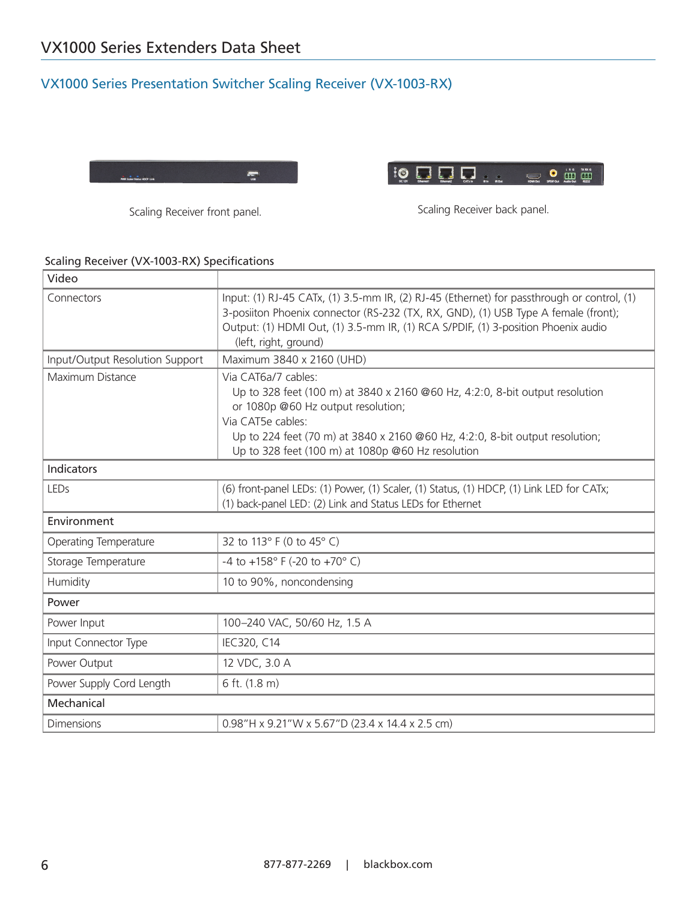## VX1000 Series Presentation Switcher Scaling Receiver (VX-1003-RX)

Scaling Receiver front panel.

Scaling Receiver back panel.

### Scaling Receiver (VX-1003-RX) Specifications

| Video | |
|---|---|
| Connectors | Input: (1) RJ-45 CATx, (1) 3.5-mm IR, (2) RJ-45 (Ethernet) for passthrough or control, (1) 3-posiiton Phoenix connector (RS-232 (TX, RX, GND), (1) USB Type A female (front); Output: (1) HDMI Out, (1) 3.5-mm IR, (1) RCA S/PDIF, (1) 3-position Phoenix audio (left, right, ground) |
| Input/Output Resolution Support | Maximum 3840 x 2160 (UHD) |
| Maximum Distance | Via CAT6a/7 cables: Up to 328 feet (100 m) at 3840 x 2160 @60 Hz, 4:2:0, 8-bit output resolution or 1080p @60 Hz output resolution; Via CAT5e cables: Up to 224 feet (70 m) at 3840 x 2160 @60 Hz, 4:2:0, 8-bit output resolution; Up to 328 feet (100 m) at 1080p @60 Hz resolution |
| **Indicators** | |
| LEDs | (6) front-panel LEDs: (1) Power, (1) Scaler, (1) Status, (1) HDCP, (1) Link LED for CATx; (1) back-panel LED: (2) Link and Status LEDs for Ethernet |
| **Environment** | |
| Operating Temperature | 32 to 113° F (0 to 45° C) |
| Storage Temperature | -4 to +158° F (-20 to +70° C) |
| Humidity | 10 to 90%, noncondensing |
| **Power** | |
| Power Input | 100–240 VAC, 50/60 Hz, 1.5 A |
| Input Connector Type | IEC320, C14 |
| Power Output | 12 VDC, 3.0 A |
| Power Supply Cord Length | 6 ft. (1.8 m) |
| **Mechanical** | |
| Dimensions | 0.98"H x 9.21"W x 5.67"D (23.4 x 14.4 x 2.5 cm) |

877-877-2269 | blackbox.com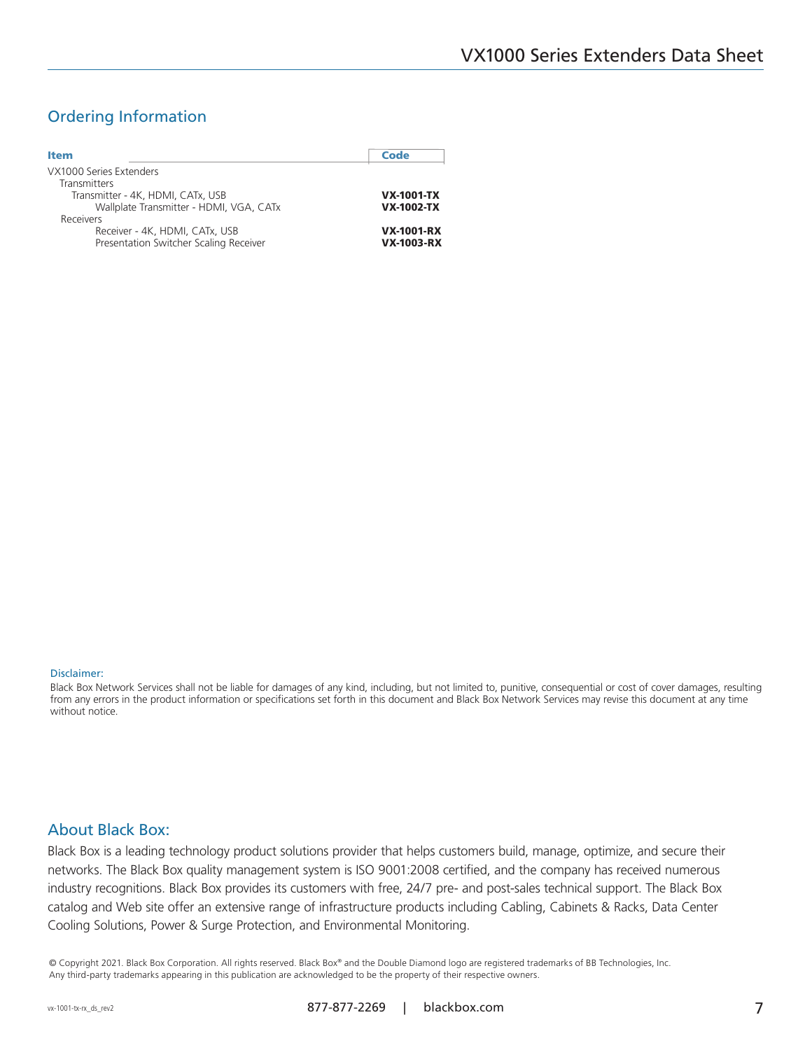## Ordering Information

| Item | Code |
| --- | --- |
| VX1000 Series Extenders | |
| Transmitters | |
| Transmitter - 4K, HDMI, CATx, USB | **VX-1001-TX** |
| Wallplate Transmitter - HDMI, VGA, CATx | **VX-1002-TX** |
| Receivers | |
| Receiver - 4K, HDMI, CATx, USB | **VX-1001-RX** |
| Presentation Switcher Scaling Receiver | **VX-1003-RX** |

Disclaimer:

Black Box Network Services shall not be liable for damages of any kind, including, but not limited to, punitive, consequential or cost of cover damages, resulting from any errors in the product information or specifications set forth in this document and Black Box Network Services may revise this document at any time without notice.

## About Black Box:

Black Box is a leading technology product solutions provider that helps customers build, manage, optimize, and secure their networks. The Black Box quality management system is ISO 9001:2008 certified, and the company has received numerous industry recognitions. Black Box provides its customers with free, 24/7 pre- and post-sales technical support. The Black Box catalog and Web site offer an extensive range of infrastructure products including Cabling, Cabinets & Racks, Data Center Cooling Solutions, Power & Surge Protection, and Environmental Monitoring.

© Copyright 2021. Black Box Corporation. All rights reserved. Black Box® and the Double Diamond logo are registered trademarks of BB Technologies, Inc. Any third-party trademarks appearing in this publication are acknowledged to be the property of their respective owners.

vx-1001-tx-rx_ds_rev2

877-877-2269 | blackbox.com